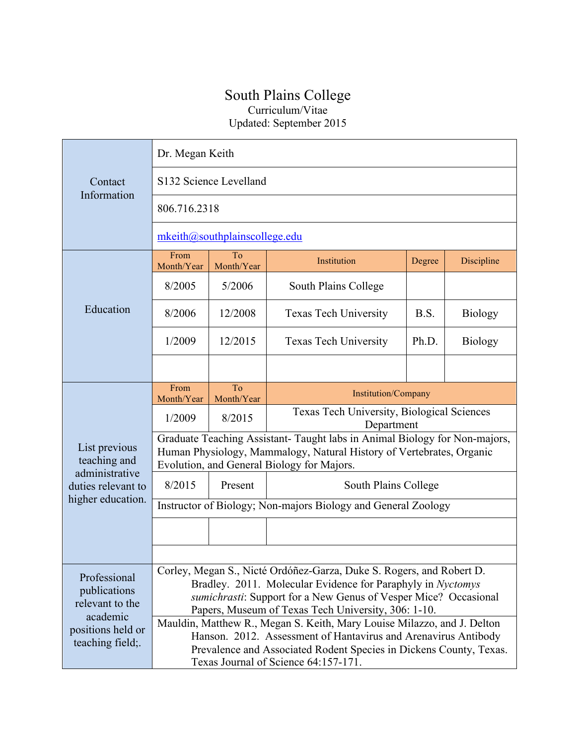# South Plains College

Curriculum/Vitae

Updated: September 2015

| Contact Information | |
|---|---|
| | Dr. Megan Keith |
| | S132 Science Levelland |
| | 806.716.2318 |
| | mkeith@southplainscollege.edu |

**Education**

| From Month/Year | To Month/Year | Institution | Degree | Discipline |
|---|---|---|---|---|
| 8/2005 | 5/2006 | South Plains College | | |
| 8/2006 | 12/2008 | Texas Tech University | B.S. | Biology |
| 1/2009 | 12/2015 | Texas Tech University | Ph.D. | Biology |

**List previous teaching and administrative duties relevant to higher education.**

| From Month/Year | To Month/Year | Institution/Company |
|---|---|---|
| 1/2009 | 8/2015 | Texas Tech University, Biological Sciences Department |
| Graduate Teaching Assistant- Taught labs in Animal Biology for Non-majors, Human Physiology, Mammalogy, Natural History of Vertebrates, Organic Evolution, and General Biology for Majors. | | |
| 8/2015 | Present | South Plains College |
| Instructor of Biology; Non-majors Biology and General Zoology | | |

**Professional publications relevant to the academic positions held or teaching field;.**

Corley, Megan S., Nicté Ordóñez-Garza, Duke S. Rogers, and Robert D. Bradley. 2011. Molecular Evidence for Paraphyly in *Nyctomys sumichrasti*: Support for a New Genus of Vesper Mice? Occasional Papers, Museum of Texas Tech University, 306: 1-10.

Mauldin, Matthew R., Megan S. Keith, Mary Louise Milazzo, and J. Delton Hanson. 2012. Assessment of Hantavirus and Arenavirus Antibody Prevalence and Associated Rodent Species in Dickens County, Texas. Texas Journal of Science 64:157-171.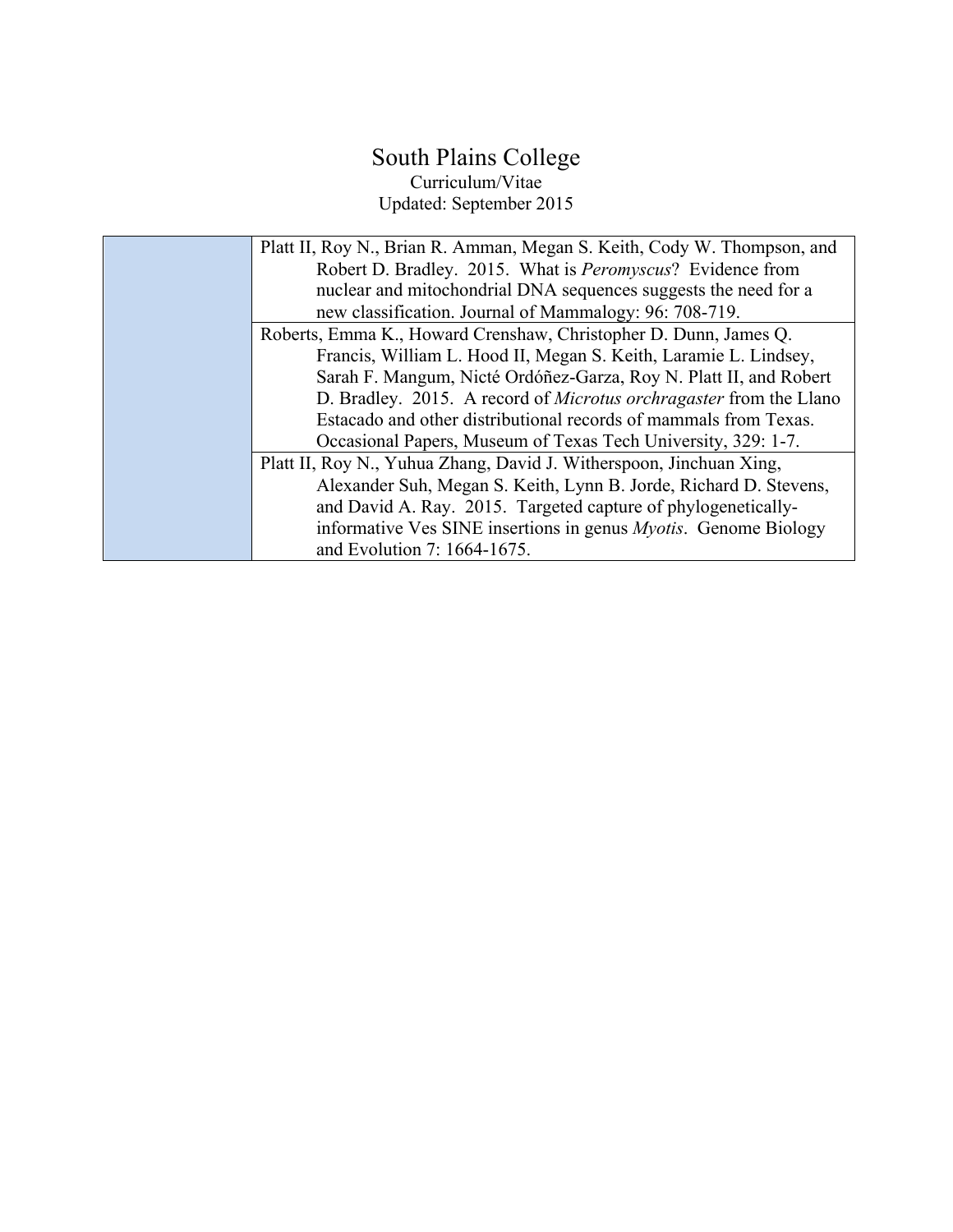# South Plains College

Curriculum/Vitae

Updated: September 2015

| | |
|---|---|
| | Platt II, Roy N., Brian R. Amman, Megan S. Keith, Cody W. Thompson, and Robert D. Bradley. 2015. What is *Peromyscus*? Evidence from nuclear and mitochondrial DNA sequences suggests the need for a new classification. Journal of Mammalogy: 96: 708-719. |
| | Roberts, Emma K., Howard Crenshaw, Christopher D. Dunn, James Q. Francis, William L. Hood II, Megan S. Keith, Laramie L. Lindsey, Sarah F. Mangum, Nicté Ordóñez-Garza, Roy N. Platt II, and Robert D. Bradley. 2015. A record of *Microtus orchragaster* from the Llano Estacado and other distributional records of mammals from Texas. Occasional Papers, Museum of Texas Tech University, 329: 1-7. |
| | Platt II, Roy N., Yuhua Zhang, David J. Witherspoon, Jinchuan Xing, Alexander Suh, Megan S. Keith, Lynn B. Jorde, Richard D. Stevens, and David A. Ray. 2015. Targeted capture of phylogenetically-informative Ves SINE insertions in genus *Myotis*. Genome Biology and Evolution 7: 1664-1675. |